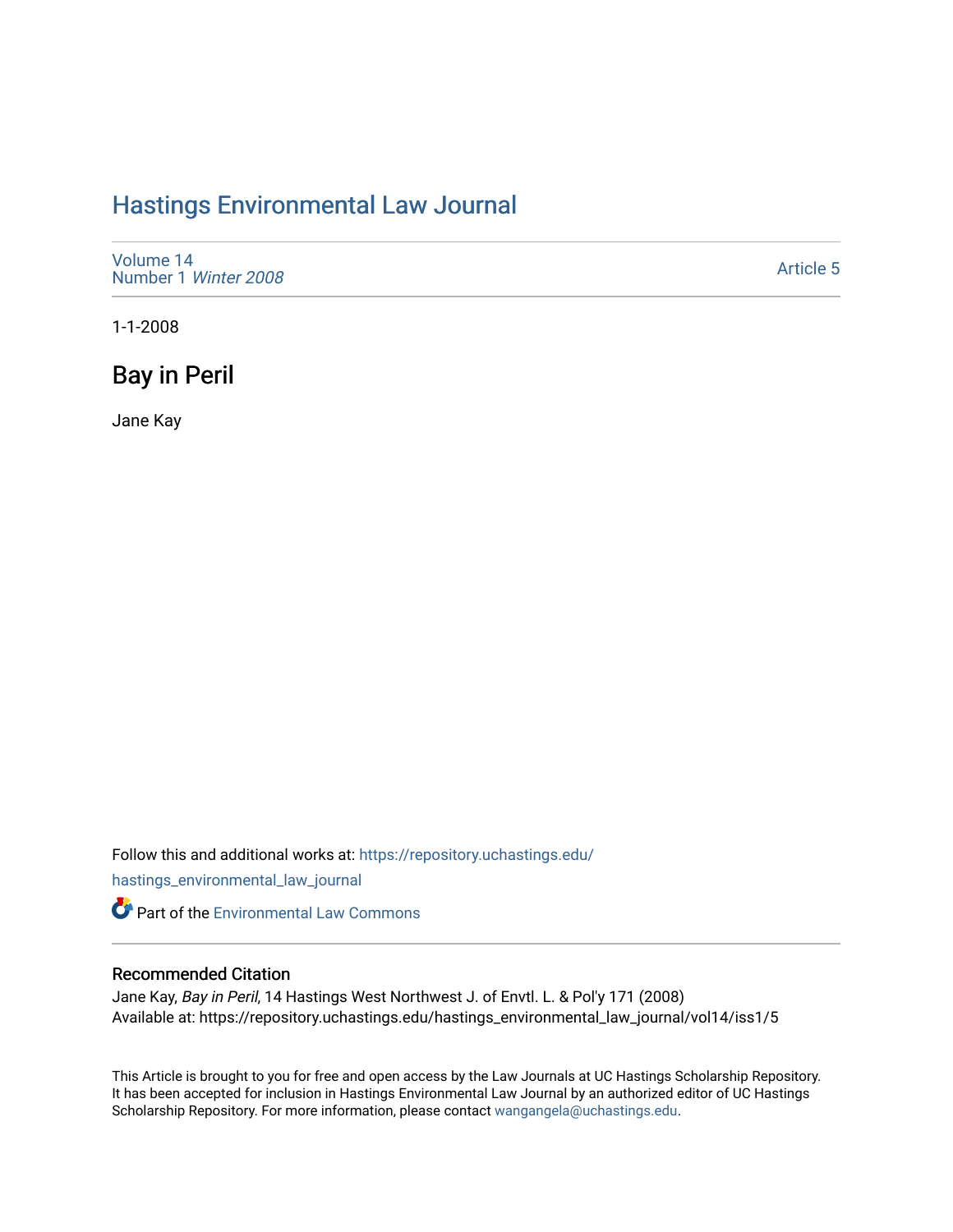# Hastings Environmental Law Journal

Volume 14
Number 1 *Winter 2008*

Article 5

1-1-2008

## Bay in Peril

Jane Kay

Follow this and additional works at: https://repository.uchastings.edu/hastings_environmental_law_journal

Part of the Environmental Law Commons

### Recommended Citation

Jane Kay, *Bay in Peril*, 14 Hastings West Northwest J. of Envtl. L. & Pol'y 171 (2008)
Available at: https://repository.uchastings.edu/hastings_environmental_law_journal/vol14/iss1/5

This Article is brought to you for free and open access by the Law Journals at UC Hastings Scholarship Repository. It has been accepted for inclusion in Hastings Environmental Law Journal by an authorized editor of UC Hastings Scholarship Repository. For more information, please contact wangangela@uchastings.edu.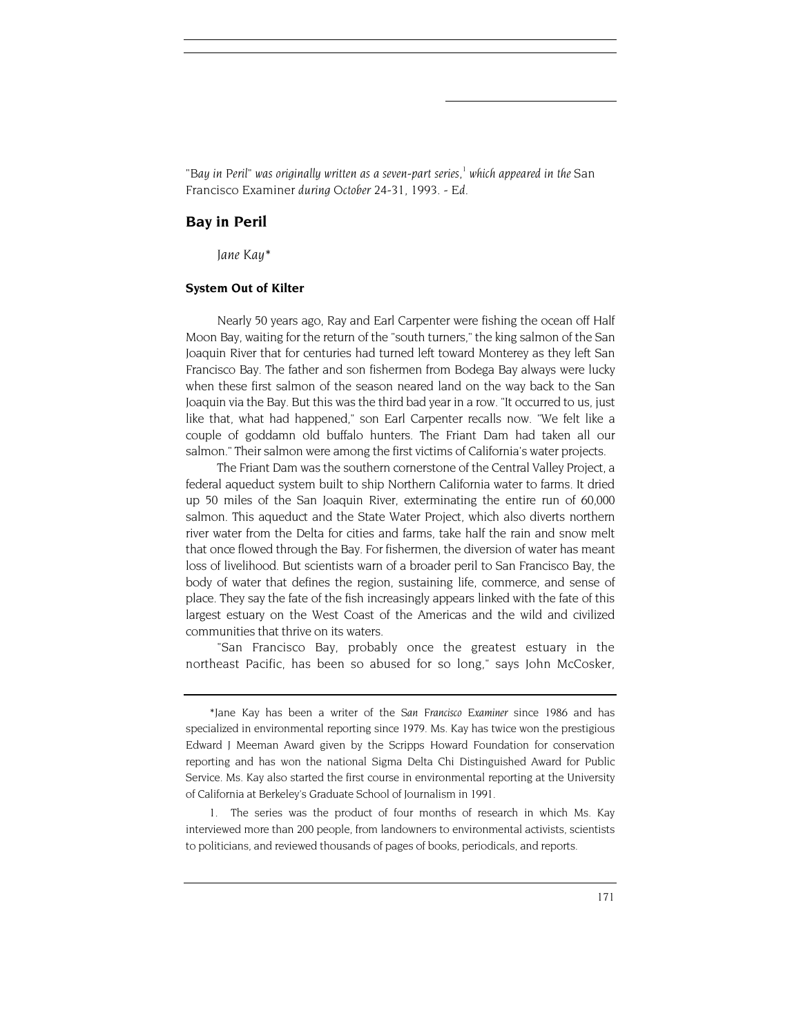*"Bay in Peril" was originally written as a seven-part series,[1] which appeared in the* San Francisco Examiner *during October 24-31, 1993. - Ed.*

## Bay in Peril

*Jane Kay\**

### System Out of Kilter

Nearly 50 years ago, Ray and Earl Carpenter were fishing the ocean off Half Moon Bay, waiting for the return of the "south turners," the king salmon of the San Joaquin River that for centuries had turned left toward Monterey as they left San Francisco Bay. The father and son fishermen from Bodega Bay always were lucky when these first salmon of the season neared land on the way back to the San Joaquin via the Bay. But this was the third bad year in a row. "It occurred to us, just like that, what had happened," son Earl Carpenter recalls now. "We felt like a couple of goddamn old buffalo hunters. The Friant Dam had taken all our salmon." Their salmon were among the first victims of California's water projects.

The Friant Dam was the southern cornerstone of the Central Valley Project, a federal aqueduct system built to ship Northern California water to farms. It dried up 50 miles of the San Joaquin River, exterminating the entire run of 60,000 salmon. This aqueduct and the State Water Project, which also diverts northern river water from the Delta for cities and farms, take half the rain and snow melt that once flowed through the Bay. For fishermen, the diversion of water has meant loss of livelihood. But scientists warn of a broader peril to San Francisco Bay, the body of water that defines the region, sustaining life, commerce, and sense of place. They say the fate of the fish increasingly appears linked with the fate of this largest estuary on the West Coast of the Americas and the wild and civilized communities that thrive on its waters.

"San Francisco Bay, probably once the greatest estuary in the northeast Pacific, has been so abused for so long," says John McCosker,

---

\*Jane Kay has been a writer of the *San Francisco Examiner* since 1986 and has specialized in environmental reporting since 1979. Ms. Kay has twice won the prestigious Edward J Meeman Award given by the Scripps Howard Foundation for conservation reporting and has won the national Sigma Delta Chi Distinguished Award for Public Service. Ms. Kay also started the first course in environmental reporting at the University of California at Berkeley's Graduate School of Journalism in 1991.

1. The series was the product of four months of research in which Ms. Kay interviewed more than 200 people, from landowners to environmental activists, scientists to politicians, and reviewed thousands of pages of books, periodicals, and reports.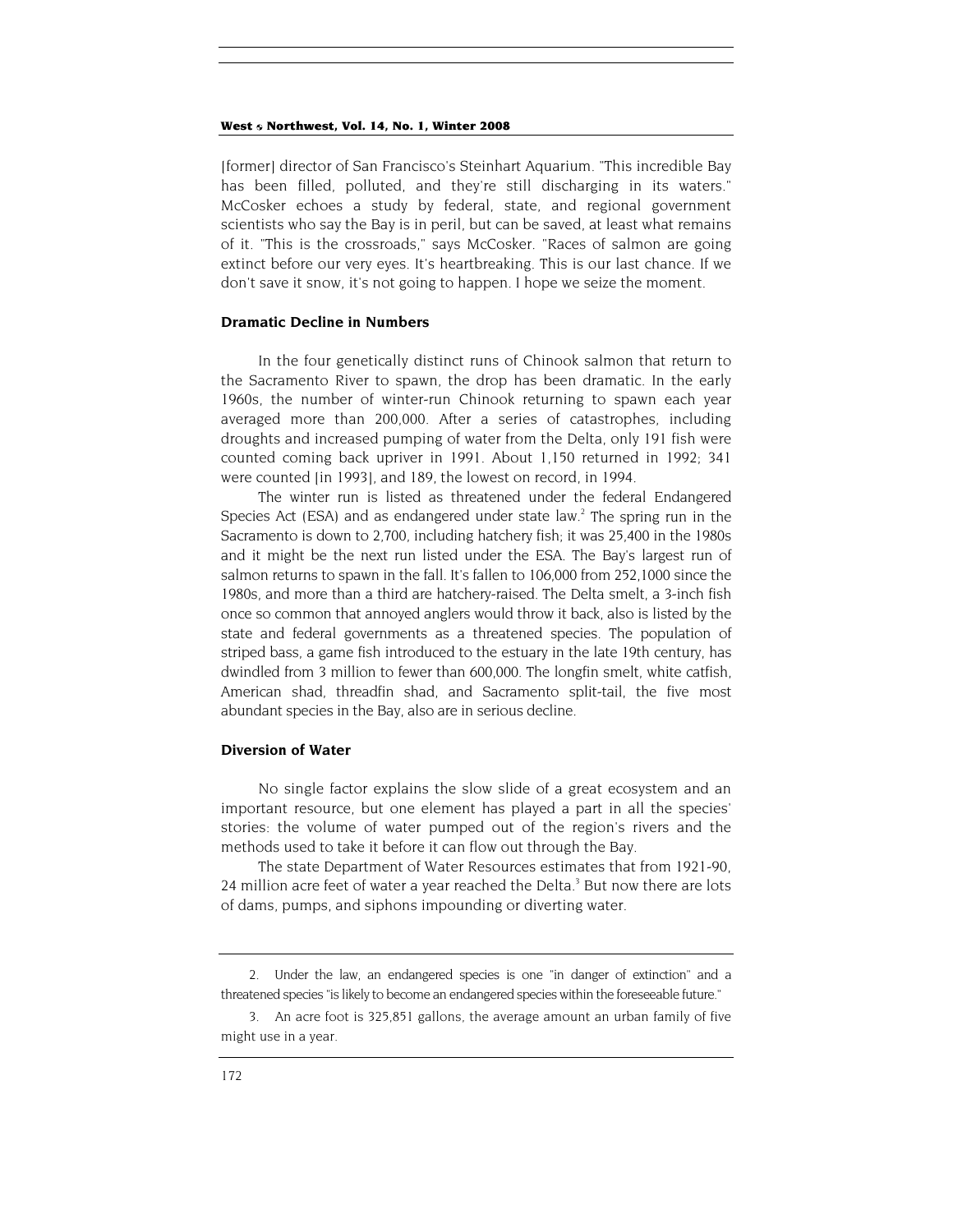[former] director of San Francisco's Steinhart Aquarium. "This incredible Bay has been filled, polluted, and they're still discharging in its waters." McCosker echoes a study by federal, state, and regional government scientists who say the Bay is in peril, but can be saved, at least what remains of it. "This is the crossroads," says McCosker. "Races of salmon are going extinct before our very eyes. It's heartbreaking. This is our last chance. If we don't save it snow, it's not going to happen. I hope we seize the moment.

### Dramatic Decline in Numbers

In the four genetically distinct runs of Chinook salmon that return to the Sacramento River to spawn, the drop has been dramatic. In the early 1960s, the number of winter-run Chinook returning to spawn each year averaged more than 200,000. After a series of catastrophes, including droughts and increased pumping of water from the Delta, only 191 fish were counted coming back upriver in 1991. About 1,150 returned in 1992; 341 were counted [in 1993], and 189, the lowest on record, in 1994.

The winter run is listed as threatened under the federal Endangered Species Act (ESA) and as endangered under state law.[2] The spring run in the Sacramento is down to 2,700, including hatchery fish; it was 25,400 in the 1980s and it might be the next run listed under the ESA. The Bay's largest run of salmon returns to spawn in the fall. It's fallen to 106,000 from 252,1000 since the 1980s, and more than a third are hatchery-raised. The Delta smelt, a 3-inch fish once so common that annoyed anglers would throw it back, also is listed by the state and federal governments as a threatened species. The population of striped bass, a game fish introduced to the estuary in the late 19th century, has dwindled from 3 million to fewer than 600,000. The longfin smelt, white catfish, American shad, threadfin shad, and Sacramento split-tail, the five most abundant species in the Bay, also are in serious decline.

### Diversion of Water

No single factor explains the slow slide of a great ecosystem and an important resource, but one element has played a part in all the species' stories: the volume of water pumped out of the region's rivers and the methods used to take it before it can flow out through the Bay.

The state Department of Water Resources estimates that from 1921-90, 24 million acre feet of water a year reached the Delta.[3] But now there are lots of dams, pumps, and siphons impounding or diverting water.

---

2. Under the law, an endangered species is one "in danger of extinction" and a threatened species "is likely to become an endangered species within the foreseeable future."

3. An acre foot is 325,851 gallons, the average amount an urban family of five might use in a year.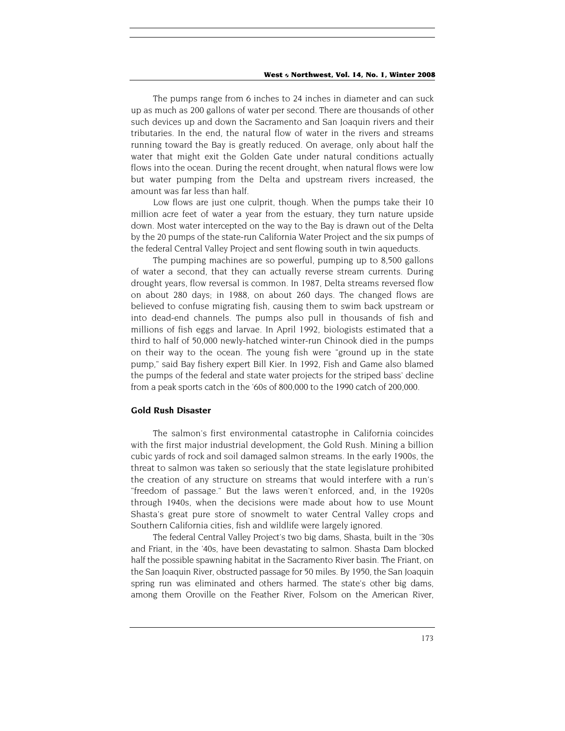The pumps range from 6 inches to 24 inches in diameter and can suck up as much as 200 gallons of water per second. There are thousands of other such devices up and down the Sacramento and San Joaquin rivers and their tributaries. In the end, the natural flow of water in the rivers and streams running toward the Bay is greatly reduced. On average, only about half the water that might exit the Golden Gate under natural conditions actually flows into the ocean. During the recent drought, when natural flows were low but water pumping from the Delta and upstream rivers increased, the amount was far less than half.

Low flows are just one culprit, though. When the pumps take their 10 million acre feet of water a year from the estuary, they turn nature upside down. Most water intercepted on the way to the Bay is drawn out of the Delta by the 20 pumps of the state-run California Water Project and the six pumps of the federal Central Valley Project and sent flowing south in twin aqueducts.

The pumping machines are so powerful, pumping up to 8,500 gallons of water a second, that they can actually reverse stream currents. During drought years, flow reversal is common. In 1987, Delta streams reversed flow on about 280 days; in 1988, on about 260 days. The changed flows are believed to confuse migrating fish, causing them to swim back upstream or into dead-end channels. The pumps also pull in thousands of fish and millions of fish eggs and larvae. In April 1992, biologists estimated that a third to half of 50,000 newly-hatched winter-run Chinook died in the pumps on their way to the ocean. The young fish were "ground up in the state pump," said Bay fishery expert Bill Kier. In 1992, Fish and Game also blamed the pumps of the federal and state water projects for the striped bass' decline from a peak sports catch in the '60s of 800,000 to the 1990 catch of 200,000.

## Gold Rush Disaster

The salmon's first environmental catastrophe in California coincides with the first major industrial development, the Gold Rush. Mining a billion cubic yards of rock and soil damaged salmon streams. In the early 1900s, the threat to salmon was taken so seriously that the state legislature prohibited the creation of any structure on streams that would interfere with a run's "freedom of passage." But the laws weren't enforced, and, in the 1920s through 1940s, when the decisions were made about how to use Mount Shasta's great pure store of snowmelt to water Central Valley crops and Southern California cities, fish and wildlife were largely ignored.

The federal Central Valley Project's two big dams, Shasta, built in the '30s and Friant, in the '40s, have been devastating to salmon. Shasta Dam blocked half the possible spawning habitat in the Sacramento River basin. The Friant, on the San Joaquin River, obstructed passage for 50 miles. By 1950, the San Joaquin spring run was eliminated and others harmed. The state's other big dams, among them Oroville on the Feather River, Folsom on the American River,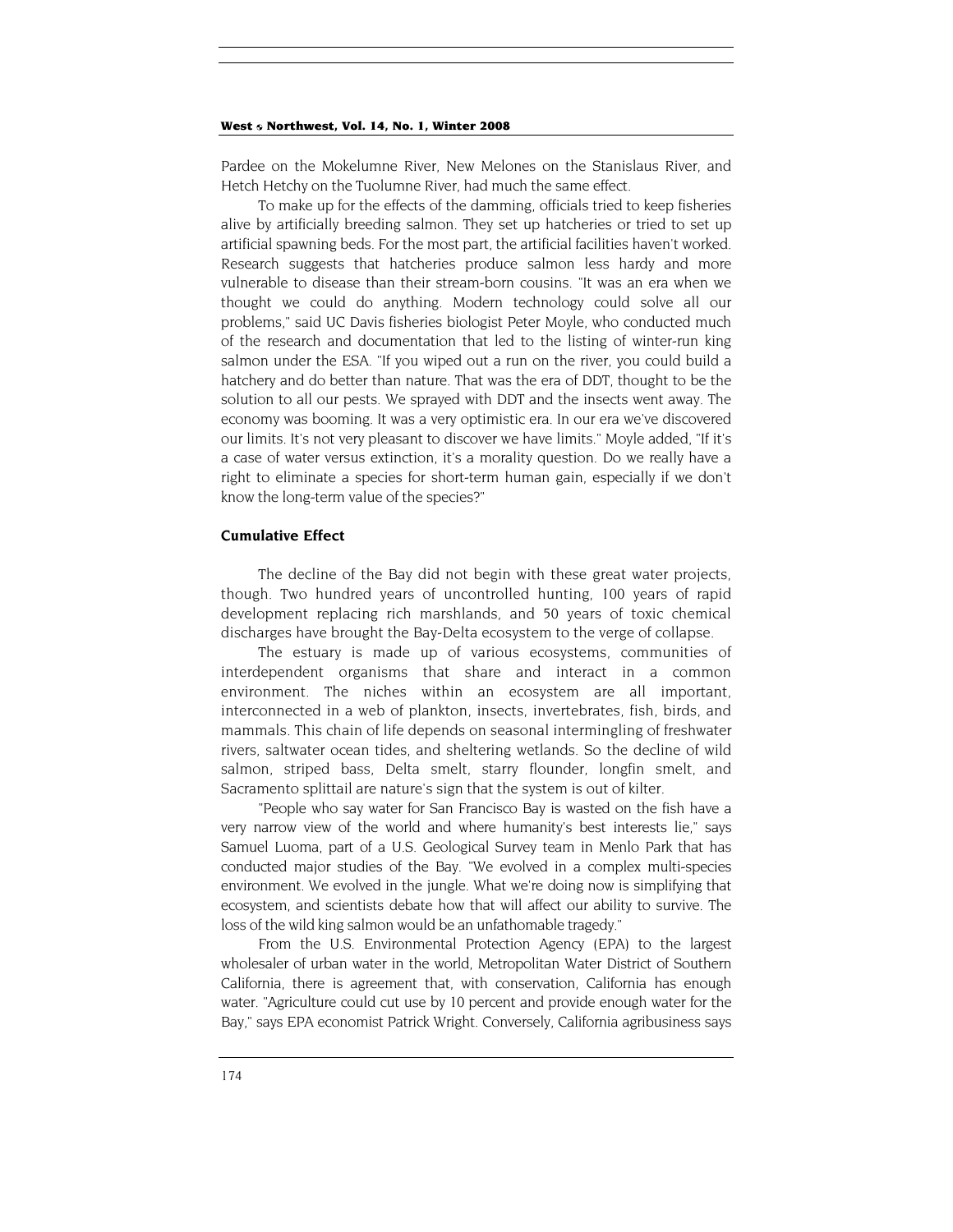Pardee on the Mokelumne River, New Melones on the Stanislaus River, and Hetch Hetchy on the Tuolumne River, had much the same effect.

To make up for the effects of the damming, officials tried to keep fisheries alive by artificially breeding salmon. They set up hatcheries or tried to set up artificial spawning beds. For the most part, the artificial facilities haven't worked. Research suggests that hatcheries produce salmon less hardy and more vulnerable to disease than their stream-born cousins. "It was an era when we thought we could do anything. Modern technology could solve all our problems," said UC Davis fisheries biologist Peter Moyle, who conducted much of the research and documentation that led to the listing of winter-run king salmon under the ESA. "If you wiped out a run on the river, you could build a hatchery and do better than nature. That was the era of DDT, thought to be the solution to all our pests. We sprayed with DDT and the insects went away. The economy was booming. It was a very optimistic era. In our era we've discovered our limits. It's not very pleasant to discover we have limits." Moyle added, "If it's a case of water versus extinction, it's a morality question. Do we really have a right to eliminate a species for short-term human gain, especially if we don't know the long-term value of the species?"

### Cumulative Effect

The decline of the Bay did not begin with these great water projects, though. Two hundred years of uncontrolled hunting, 100 years of rapid development replacing rich marshlands, and 50 years of toxic chemical discharges have brought the Bay-Delta ecosystem to the verge of collapse.

The estuary is made up of various ecosystems, communities of interdependent organisms that share and interact in a common environment. The niches within an ecosystem are all important, interconnected in a web of plankton, insects, invertebrates, fish, birds, and mammals. This chain of life depends on seasonal intermingling of freshwater rivers, saltwater ocean tides, and sheltering wetlands. So the decline of wild salmon, striped bass, Delta smelt, starry flounder, longfin smelt, and Sacramento splittail are nature's sign that the system is out of kilter.

"People who say water for San Francisco Bay is wasted on the fish have a very narrow view of the world and where humanity's best interests lie," says Samuel Luoma, part of a U.S. Geological Survey team in Menlo Park that has conducted major studies of the Bay. "We evolved in a complex multi-species environment. We evolved in the jungle. What we're doing now is simplifying that ecosystem, and scientists debate how that will affect our ability to survive. The loss of the wild king salmon would be an unfathomable tragedy."

From the U.S. Environmental Protection Agency (EPA) to the largest wholesaler of urban water in the world, Metropolitan Water District of Southern California, there is agreement that, with conservation, California has enough water. "Agriculture could cut use by 10 percent and provide enough water for the Bay," says EPA economist Patrick Wright. Conversely, California agribusiness says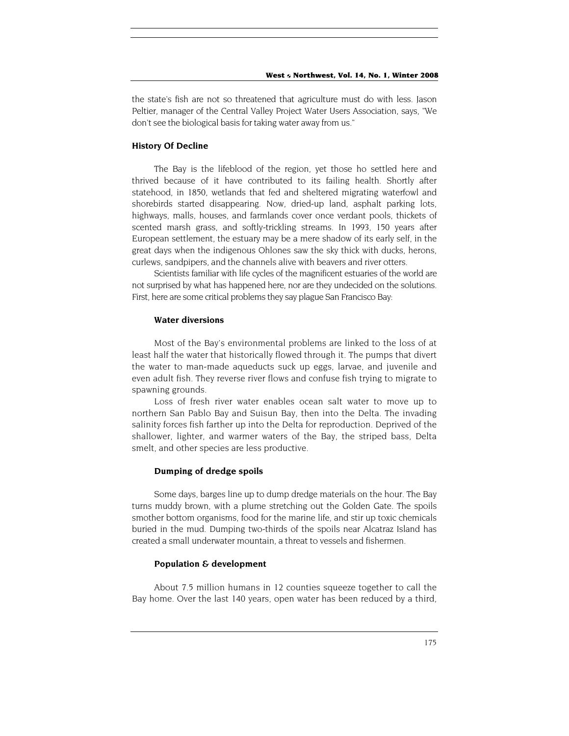the state's fish are not so threatened that agriculture must do with less. Jason Peltier, manager of the Central Valley Project Water Users Association, says, "We don't see the biological basis for taking water away from us."

### History Of Decline

The Bay is the lifeblood of the region, yet those ho settled here and thrived because of it have contributed to its failing health. Shortly after statehood, in 1850, wetlands that fed and sheltered migrating waterfowl and shorebirds started disappearing. Now, dried-up land, asphalt parking lots, highways, malls, houses, and farmlands cover once verdant pools, thickets of scented marsh grass, and softly-trickling streams. In 1993, 150 years after European settlement, the estuary may be a mere shadow of its early self, in the great days when the indigenous Ohlones saw the sky thick with ducks, herons, curlews, sandpipers, and the channels alive with beavers and river otters.

Scientists familiar with life cycles of the magnificent estuaries of the world are not surprised by what has happened here, nor are they undecided on the solutions. First, here are some critical problems they say plague San Francisco Bay:

#### Water diversions

Most of the Bay's environmental problems are linked to the loss of at least half the water that historically flowed through it. The pumps that divert the water to man-made aqueducts suck up eggs, larvae, and juvenile and even adult fish. They reverse river flows and confuse fish trying to migrate to spawning grounds.

Loss of fresh river water enables ocean salt water to move up to northern San Pablo Bay and Suisun Bay, then into the Delta. The invading salinity forces fish farther up into the Delta for reproduction. Deprived of the shallower, lighter, and warmer waters of the Bay, the striped bass, Delta smelt, and other species are less productive.

#### Dumping of dredge spoils

Some days, barges line up to dump dredge materials on the hour. The Bay turns muddy brown, with a plume stretching out the Golden Gate. The spoils smother bottom organisms, food for the marine life, and stir up toxic chemicals buried in the mud. Dumping two-thirds of the spoils near Alcatraz Island has created a small underwater mountain, a threat to vessels and fishermen.

#### Population & development

About 7.5 million humans in 12 counties squeeze together to call the Bay home. Over the last 140 years, open water has been reduced by a third,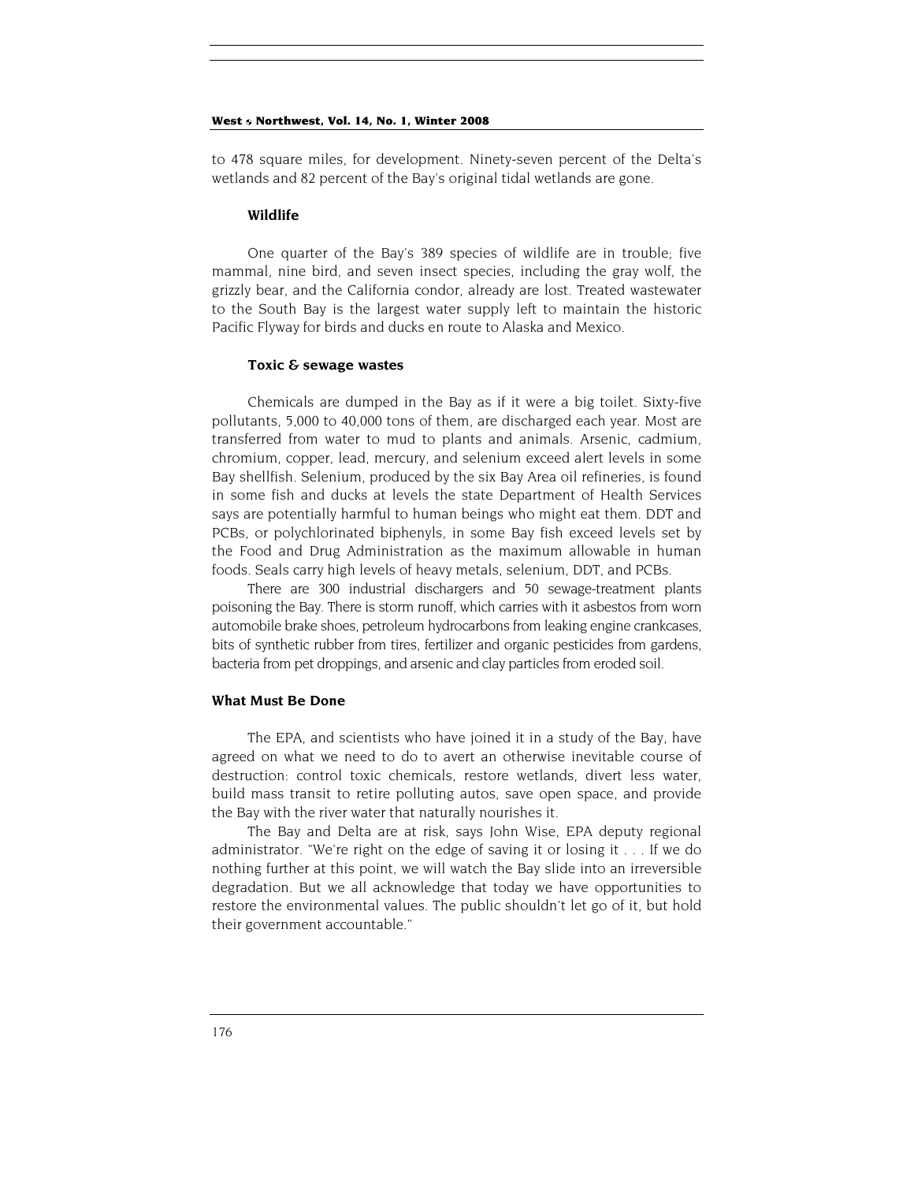to 478 square miles, for development. Ninety-seven percent of the Delta's wetlands and 82 percent of the Bay's original tidal wetlands are gone.

#### Wildlife

One quarter of the Bay's 389 species of wildlife are in trouble; five mammal, nine bird, and seven insect species, including the gray wolf, the grizzly bear, and the California condor, already are lost. Treated wastewater to the South Bay is the largest water supply left to maintain the historic Pacific Flyway for birds and ducks en route to Alaska and Mexico.

#### Toxic & sewage wastes

Chemicals are dumped in the Bay as if it were a big toilet. Sixty-five pollutants, 5,000 to 40,000 tons of them, are discharged each year. Most are transferred from water to mud to plants and animals. Arsenic, cadmium, chromium, copper, lead, mercury, and selenium exceed alert levels in some Bay shellfish. Selenium, produced by the six Bay Area oil refineries, is found in some fish and ducks at levels the state Department of Health Services says are potentially harmful to human beings who might eat them. DDT and PCBs, or polychlorinated biphenyls, in some Bay fish exceed levels set by the Food and Drug Administration as the maximum allowable in human foods. Seals carry high levels of heavy metals, selenium, DDT, and PCBs.

There are 300 industrial dischargers and 50 sewage-treatment plants poisoning the Bay. There is storm runoff, which carries with it asbestos from worn automobile brake shoes, petroleum hydrocarbons from leaking engine crankcases, bits of synthetic rubber from tires, fertilizer and organic pesticides from gardens, bacteria from pet droppings, and arsenic and clay particles from eroded soil.

### What Must Be Done

The EPA, and scientists who have joined it in a study of the Bay, have agreed on what we need to do to avert an otherwise inevitable course of destruction: control toxic chemicals, restore wetlands, divert less water, build mass transit to retire polluting autos, save open space, and provide the Bay with the river water that naturally nourishes it.

The Bay and Delta are at risk, says John Wise, EPA deputy regional administrator. "We're right on the edge of saving it or losing it . . . If we do nothing further at this point, we will watch the Bay slide into an irreversible degradation. But we all acknowledge that today we have opportunities to restore the environmental values. The public shouldn't let go of it, but hold their government accountable."